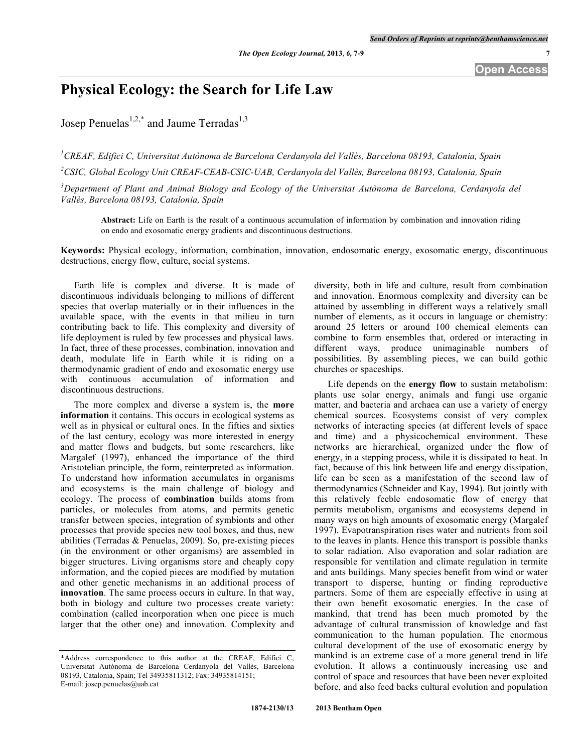# Physical Ecology: the Search for Life Law

Josep Penuelas[1,2,*] and Jaume Terradas[1,3]

[1]CREAF, Edifici C, Universitat Autònoma de Barcelona Cerdanyola del Vallès, Barcelona 08193, Catalonia, Spain

[2]CSIC, Global Ecology Unit CREAF-CEAB-CSIC-UAB, Cerdanyola del Vallès, Barcelona 08193, Catalonia, Spain

[3]Department of Plant and Animal Biology and Ecology of the Universitat Autònoma de Barcelona, Cerdanyola del Vallès, Barcelona 08193, Catalonia, Spain

**Abstract:** Life on Earth is the result of a continuous accumulation of information by combination and innovation riding on endo and exosomatic energy gradients and discontinuous destructions.

**Keywords:** Physical ecology, information, combination, innovation, endosomatic energy, exosomatic energy, discontinuous destructions, energy flow, culture, social systems.

Earth life is complex and diverse. It is made of discontinuous individuals belonging to millions of different species that overlap materially or in their influences in the available space, with the events in that milieu in turn contributing back to life. This complexity and diversity of life deployment is ruled by few processes and physical laws. In fact, three of these processes, combination, innovation and death, modulate life in Earth while it is riding on a thermodynamic gradient of endo and exosomatic energy use with continuous accumulation of information and discontinuous destructions.

The more complex and diverse a system is, the **more information** it contains. This occurs in ecological systems as well as in physical or cultural ones. In the fifties and sixties of the last century, ecology was more interested in energy and matter flows and budgets, but some researchers, like Margalef (1997), enhanced the importance of the third Aristotelian principle, the form, reinterpreted as information. To understand how information accumulates in organisms and ecosystems is the main challenge of biology and ecology. The process of **combination** builds atoms from particles, or molecules from atoms, and permits genetic transfer between species, integration of symbionts and other processes that provide species new tool boxes, and thus, new abilities (Terradas & Penuelas, 2009). So, pre-existing pieces (in the environment or other organisms) are assembled in bigger structures. Living organisms store and cheaply copy information, and the copied pieces are modified by mutation and other genetic mechanisms in an additional process of **innovation**. The same process occurs in culture. In that way, both in biology and culture two processes create variety: combination (called incorporation when one piece is much larger that the other one) and innovation. Complexity and diversity, both in life and culture, result from combination and innovation. Enormous complexity and diversity can be attained by assembling in different ways a relatively small number of elements, as it occurs in language or chemistry: around 25 letters or around 100 chemical elements can combine to form ensembles that, ordered or interacting in different ways, produce unimaginable numbers of possibilities. By assembling pieces, we can build gothic churches or spaceships.

Life depends on the **energy flow** to sustain metabolism: plants use solar energy, animals and fungi use organic matter, and bacteria and archaea can use a variety of energy chemical sources. Ecosystems consist of very complex networks of interacting species (at different levels of space and time) and a physicochemical environment. These networks are hierarchical, organized under the flow of energy, in a stepping process, while it is dissipated to heat. In fact, because of this link between life and energy dissipation, life can be seen as a manifestation of the second law of thermodynamics (Schneider and Kay, 1994). But jointly with this relatively feeble endosomatic flow of energy that permits metabolism, organisms and ecosystems depend in many ways on high amounts of exosomatic energy (Margalef 1997). Evapotranspiration rises water and nutrients from soil to the leaves in plants. Hence this transport is possible thanks to solar radiation. Also evaporation and solar radiation are responsible for ventilation and climate regulation in termite and ants buildings. Many species benefit from wind or water transport to disperse, hunting or finding reproductive partners. Some of them are especially effective in using at their own benefit exosomatic energies. In the case of mankind, that trend has been much promoted by the advantage of cultural transmission of knowledge and fast communication to the human population. The enormous cultural development of the use of exosomatic energy by mankind is an extreme case of a more general trend in life evolution. It allows a continuously increasing use and control of space and resources that have been never exploited before, and also feed backs cultural evolution and population

*Address correspondence to this author at the CREAF, Edifici C, Universitat Autònoma de Barcelona Cerdanyola del Vallès, Barcelona 08193, Catalonia, Spain; Tel 34935811312; Fax: 34935814151; E-mail: josep.penuelas@uab.cat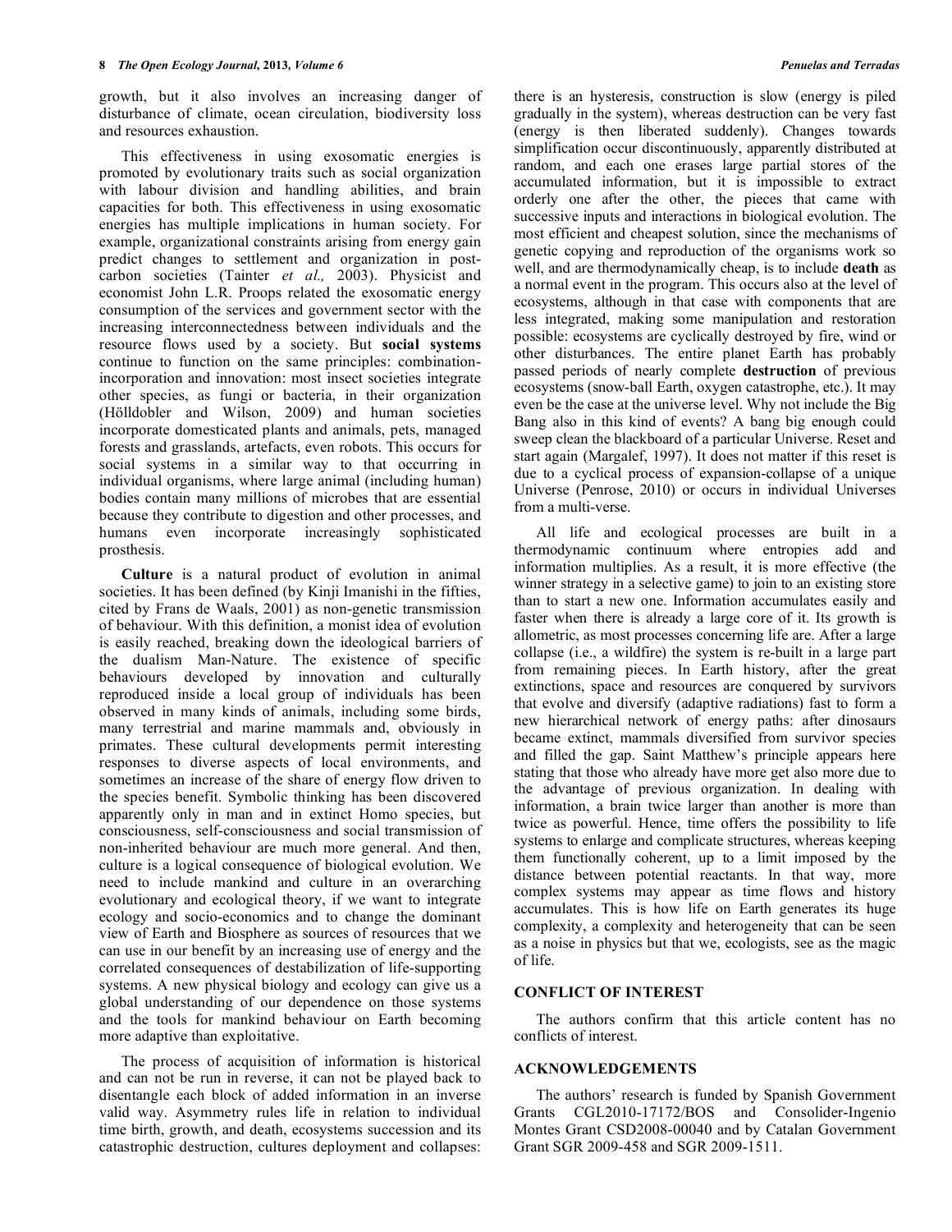growth, but it also involves an increasing danger of disturbance of climate, ocean circulation, biodiversity loss and resources exhaustion.

This effectiveness in using exosomatic energies is promoted by evolutionary traits such as social organization with labour division and handling abilities, and brain capacities for both. This effectiveness in using exosomatic energies has multiple implications in human society. For example, organizational constraints arising from energy gain predict changes to settlement and organization in post-carbon societies (Tainter *et al.,* 2003). Physicist and economist John L.R. Proops related the exosomatic energy consumption of the services and government sector with the increasing interconnectedness between individuals and the resource flows used by a society. But **social systems** continue to function on the same principles: combination-incorporation and innovation: most insect societies integrate other species, as fungi or bacteria, in their organization (Hölldobler and Wilson, 2009) and human societies incorporate domesticated plants and animals, pets, managed forests and grasslands, artefacts, even robots. This occurs for social systems in a similar way to that occurring in individual organisms, where large animal (including human) bodies contain many millions of microbes that are essential because they contribute to digestion and other processes, and humans even incorporate increasingly sophisticated prosthesis.

**Culture** is a natural product of evolution in animal societies. It has been defined (by Kinji Imanishi in the fifties, cited by Frans de Waals, 2001) as non-genetic transmission of behaviour. With this definition, a monist idea of evolution is easily reached, breaking down the ideological barriers of the dualism Man-Nature. The existence of specific behaviours developed by innovation and culturally reproduced inside a local group of individuals has been observed in many kinds of animals, including some birds, many terrestrial and marine mammals and, obviously in primates. These cultural developments permit interesting responses to diverse aspects of local environments, and sometimes an increase of the share of energy flow driven to the species benefit. Symbolic thinking has been discovered apparently only in man and in extinct Homo species, but consciousness, self-consciousness and social transmission of non-inherited behaviour are much more general. And then, culture is a logical consequence of biological evolution. We need to include mankind and culture in an overarching evolutionary and ecological theory, if we want to integrate ecology and socio-economics and to change the dominant view of Earth and Biosphere as sources of resources that we can use in our benefit by an increasing use of energy and the correlated consequences of destabilization of life-supporting systems. A new physical biology and ecology can give us a global understanding of our dependence on those systems and the tools for mankind behaviour on Earth becoming more adaptive than exploitative.

The process of acquisition of information is historical and can not be run in reverse, it can not be played back to disentangle each block of added information in an inverse valid way. Asymmetry rules life in relation to individual time birth, growth, and death, ecosystems succession and its catastrophic destruction, cultures deployment and collapses: there is an hysteresis, construction is slow (energy is piled gradually in the system), whereas destruction can be very fast (energy is then liberated suddenly). Changes towards simplification occur discontinuously, apparently distributed at random, and each one erases large partial stores of the accumulated information, but it is impossible to extract orderly one after the other, the pieces that came with successive inputs and interactions in biological evolution. The most efficient and cheapest solution, since the mechanisms of genetic copying and reproduction of the organisms work so well, and are thermodynamically cheap, is to include **death** as a normal event in the program. This occurs also at the level of ecosystems, although in that case with components that are less integrated, making some manipulation and restoration possible: ecosystems are cyclically destroyed by fire, wind or other disturbances. The entire planet Earth has probably passed periods of nearly complete **destruction** of previous ecosystems (snow-ball Earth, oxygen catastrophe, etc.). It may even be the case at the universe level. Why not include the Big Bang also in this kind of events? A bang big enough could sweep clean the blackboard of a particular Universe. Reset and start again (Margalef, 1997). It does not matter if this reset is due to a cyclical process of expansion-collapse of a unique Universe (Penrose, 2010) or occurs in individual Universes from a multi-verse.

All life and ecological processes are built in a thermodynamic continuum where entropies add and information multiplies. As a result, it is more effective (the winner strategy in a selective game) to join to an existing store than to start a new one. Information accumulates easily and faster when there is already a large core of it. Its growth is allometric, as most processes concerning life are. After a large collapse (i.e., a wildfire) the system is re-built in a large part from remaining pieces. In Earth history, after the great extinctions, space and resources are conquered by survivors that evolve and diversify (adaptive radiations) fast to form a new hierarchical network of energy paths: after dinosaurs became extinct, mammals diversified from survivor species and filled the gap. Saint Matthew's principle appears here stating that those who already have more get also more due to the advantage of previous organization. In dealing with information, a brain twice larger than another is more than twice as powerful. Hence, time offers the possibility to life systems to enlarge and complicate structures, whereas keeping them functionally coherent, up to a limit imposed by the distance between potential reactants. In that way, more complex systems may appear as time flows and history accumulates. This is how life on Earth generates its huge complexity, a complexity and heterogeneity that can be seen as a noise in physics but that we, ecologists, see as the magic of life.

## CONFLICT OF INTEREST

The authors confirm that this article content has no conflicts of interest.

## ACKNOWLEDGEMENTS

The authors' research is funded by Spanish Government Grants CGL2010-17172/BOS and Consolider-Ingenio Montes Grant CSD2008-00040 and by Catalan Government Grant SGR 2009-458 and SGR 2009-1511.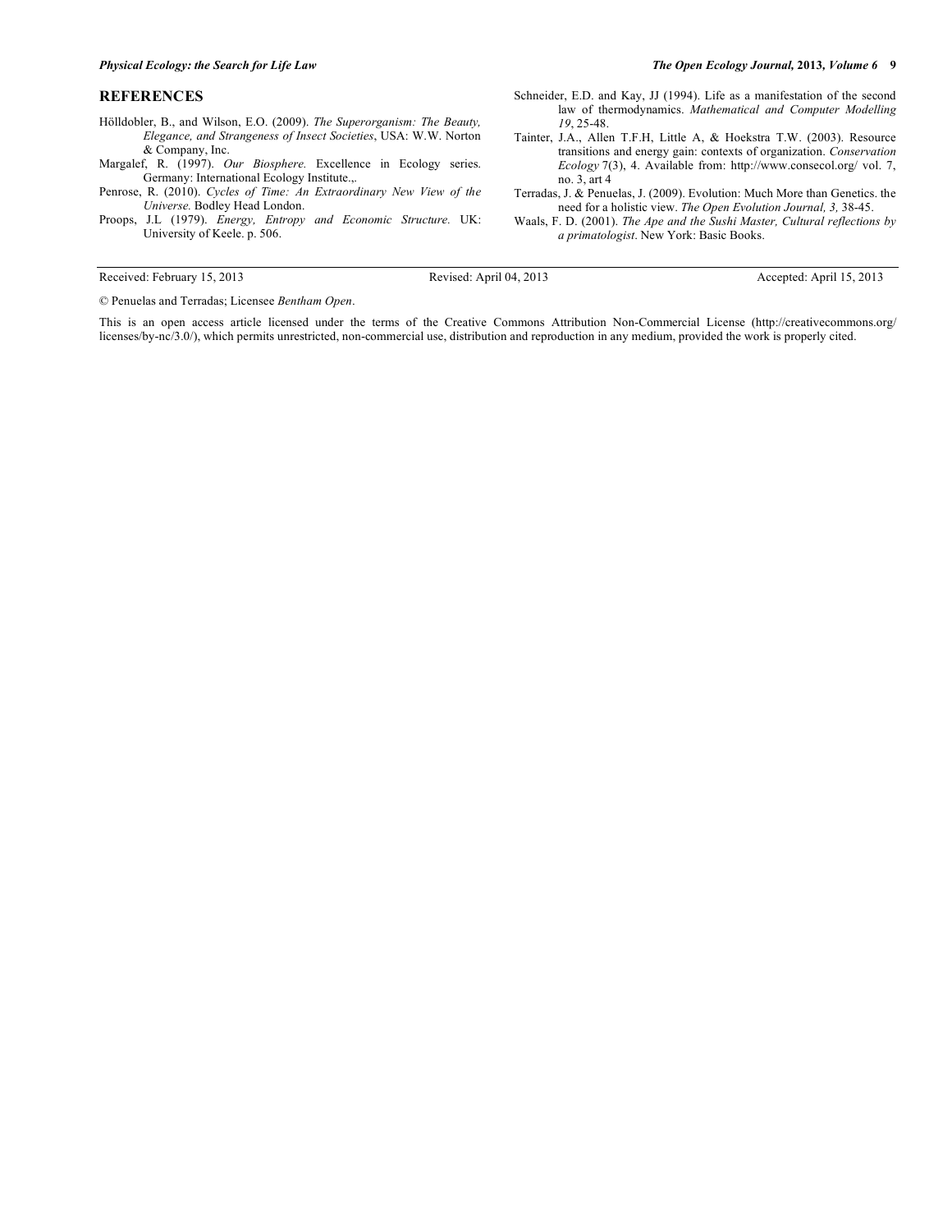## REFERENCES

Hölldobler, B., and Wilson, E.O. (2009). *The Superorganism: The Beauty, Elegance, and Strangeness of Insect Societies*, USA: W.W. Norton & Company, Inc.

Margalef, R. (1997). *Our Biosphere.* Excellence in Ecology series. Germany: International Ecology Institute.,.

Penrose, R. (2010). *Cycles of Time: An Extraordinary New View of the Universe.* Bodley Head London.

Proops, J.L (1979). *Energy, Entropy and Economic Structure.* UK: University of Keele. p. 506.

Schneider, E.D. and Kay, JJ (1994). Life as a manifestation of the second law of thermodynamics. *Mathematical and Computer Modelling 19*, 25-48.

Tainter, J.A., Allen T.F.H, Little A, & Hoekstra T.W. (2003). Resource transitions and energy gain: contexts of organization. *Conservation Ecology* 7(3), 4. Available from: http://www.consecol.org/ vol. 7, no. 3, art 4

Terradas, J. & Penuelas, J. (2009). Evolution: Much More than Genetics. the need for a holistic view. *The Open Evolution Journal, 3,* 38-45.

Waals, F. D. (2001). *The Ape and the Sushi Master, Cultural reflections by a primatologist*. New York: Basic Books.

Received: February 15, 2013 Revised: April 04, 2013 Accepted: April 15, 2013

© Penuelas and Terradas; Licensee *Bentham Open*.

This is an open access article licensed under the terms of the Creative Commons Attribution Non-Commercial License (http://creativecommons.org/licenses/by-nc/3.0/), which permits unrestricted, non-commercial use, distribution and reproduction in any medium, provided the work is properly cited.